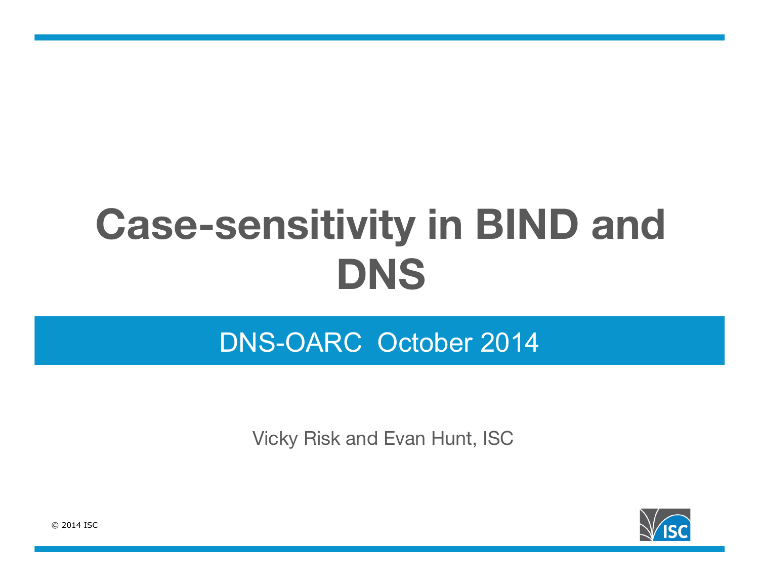# Case-sensitivity in BIND and DNS

## DNS-OARC October 2014

Vicky Risk and Evan Hunt, ISC

© 2014 ISC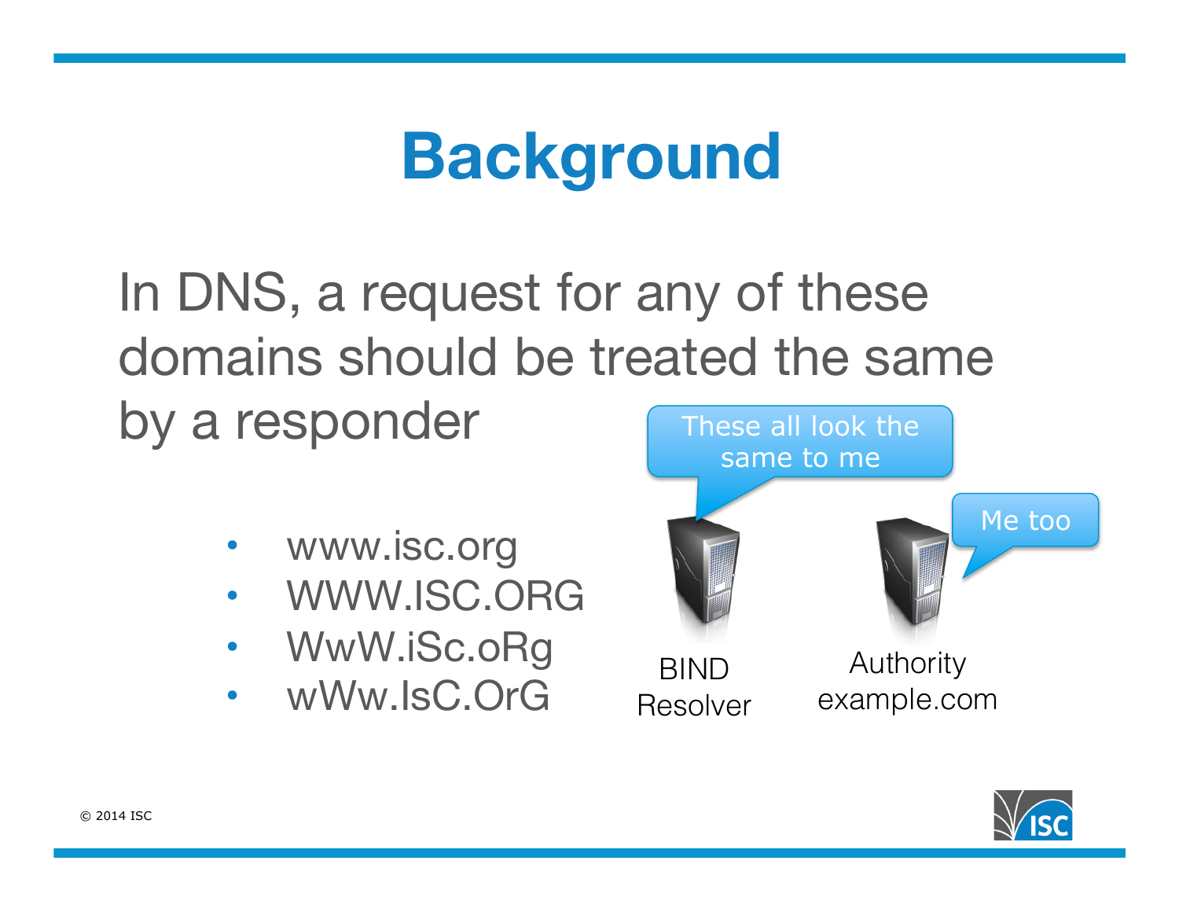# Background

In DNS, a request for any of these domains should be treated the same by a responder

- www.isc.org
- WWW.ISC.ORG
- WwW.iSc.oRg
- wWw.IsC.OrG

These all look the same to me

Me too

BIND Resolver

Authority example.com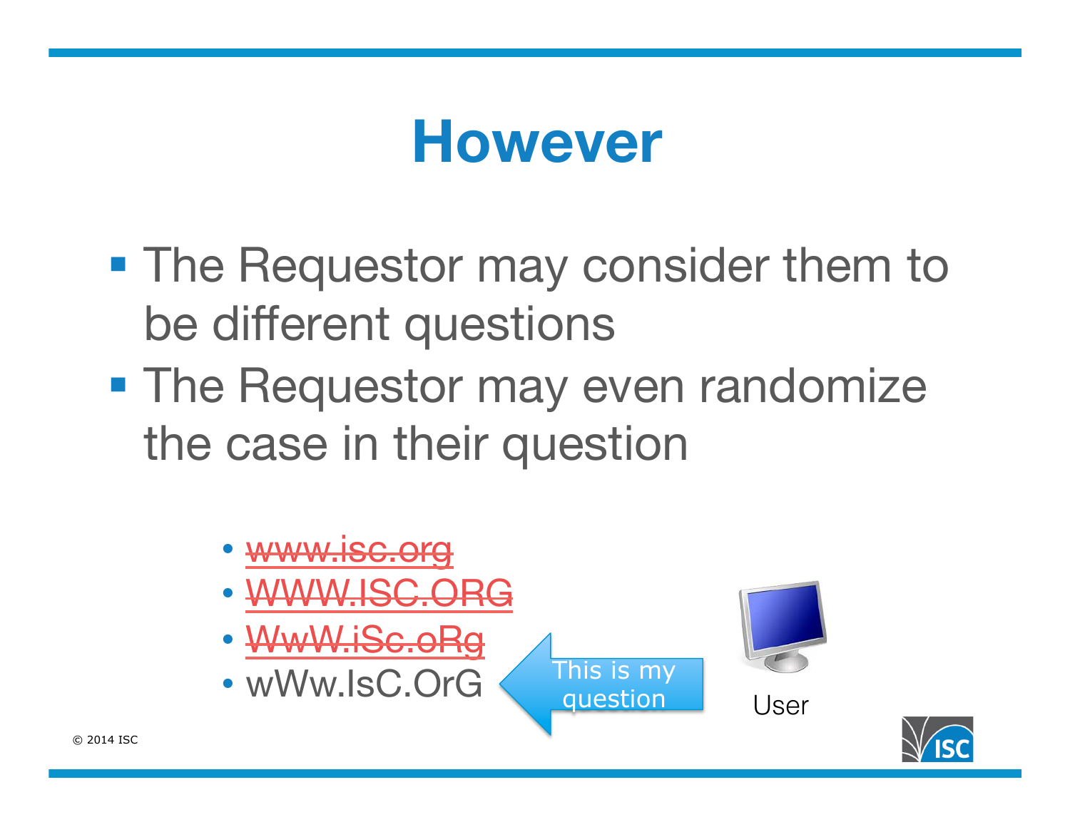# However

- The Requestor may consider them to be different questions
- The Requestor may even randomize the case in their question

  - ~~www.isc.org~~
  - ~~WWW.ISC.ORG~~
  - ~~WwW.iSc.oRg~~
  - wWw.IsC.OrG

This is my question

User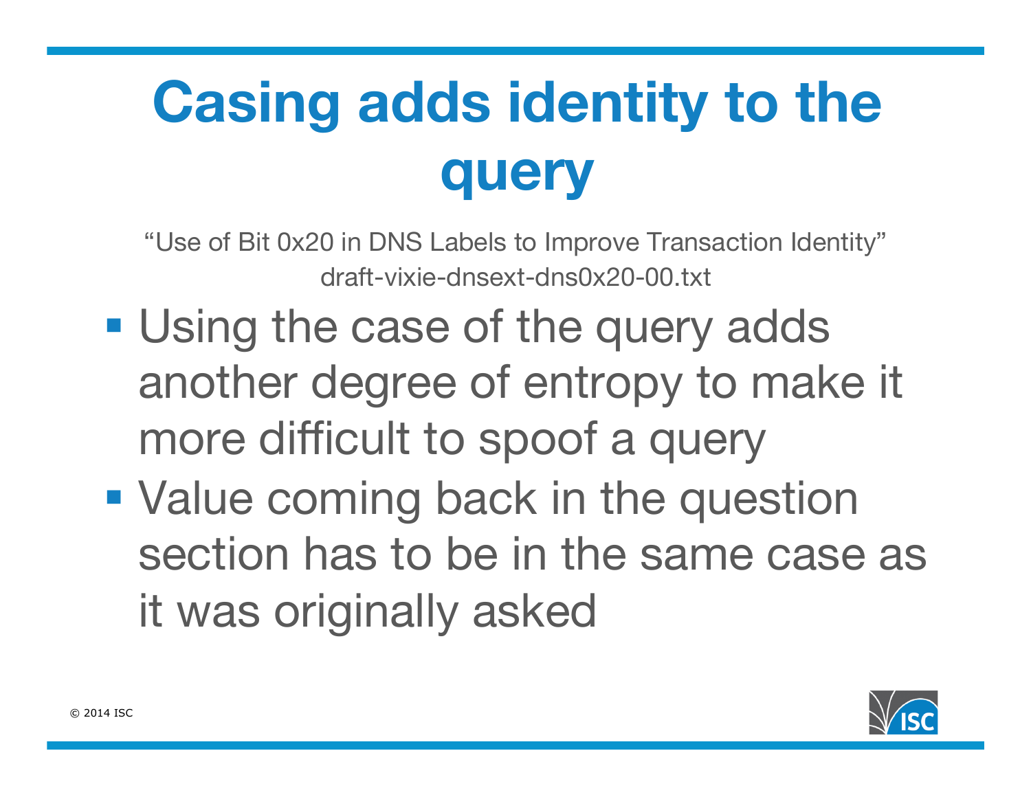# Casing adds identity to the query

"Use of Bit 0x20 in DNS Labels to Improve Transaction Identity"
draft-vixie-dnsext-dns0x20-00.txt

- Using the case of the query adds another degree of entropy to make it more difficult to spoof a query
- Value coming back in the question section has to be in the same case as it was originally asked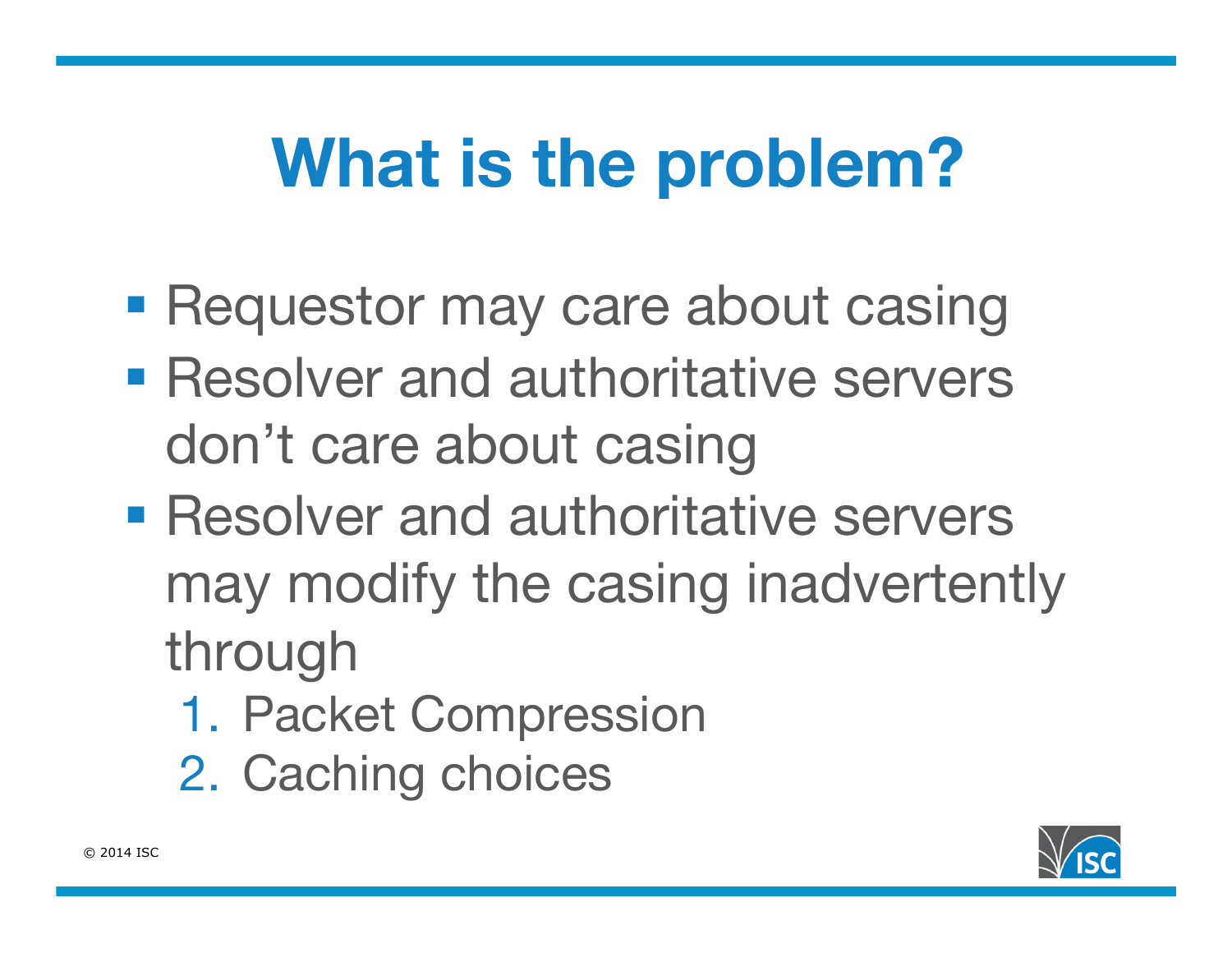# What is the problem?

- Requestor may care about casing
- Resolver and authoritative servers don't care about casing
- Resolver and authoritative servers may modify the casing inadvertently through
  1. Packet Compression
  2. Caching choices

© 2014 ISC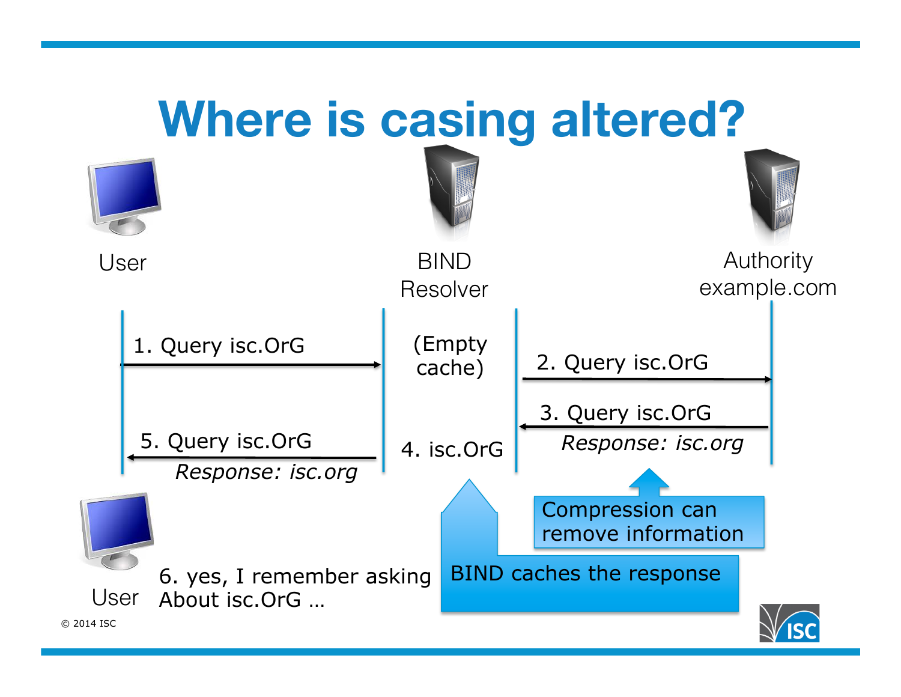# Where is casing altered?

User

BIND Resolver

Authority example.com

1. Query isc.OrG

(Empty cache)

2. Query isc.OrG

3. Query isc.OrG

*Response: isc.org*

4. isc.OrG

5. Query isc.OrG

*Response: isc.org*

Compression can remove information

BIND caches the response

User

6. yes, I remember asking About isc.OrG …

© 2014 ISC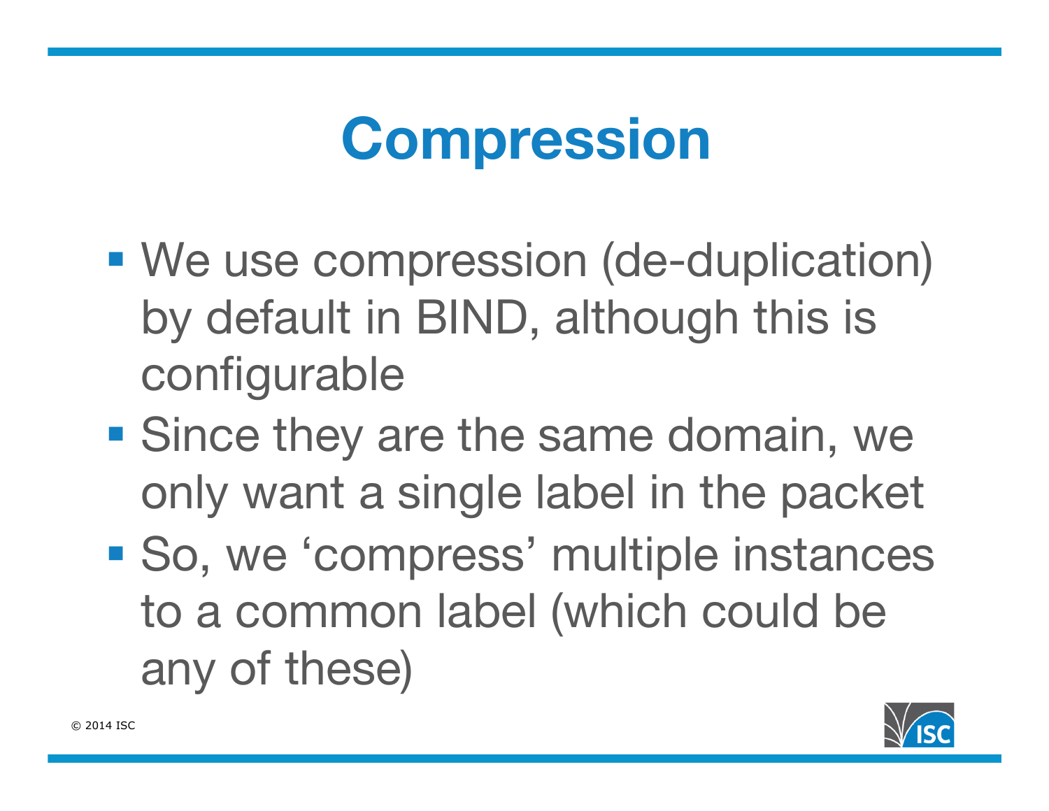# Compression

- We use compression (de-duplication) by default in BIND, although this is configurable
- Since they are the same domain, we only want a single label in the packet
- So, we 'compress' multiple instances to a common label (which could be any of these)

© 2014 ISC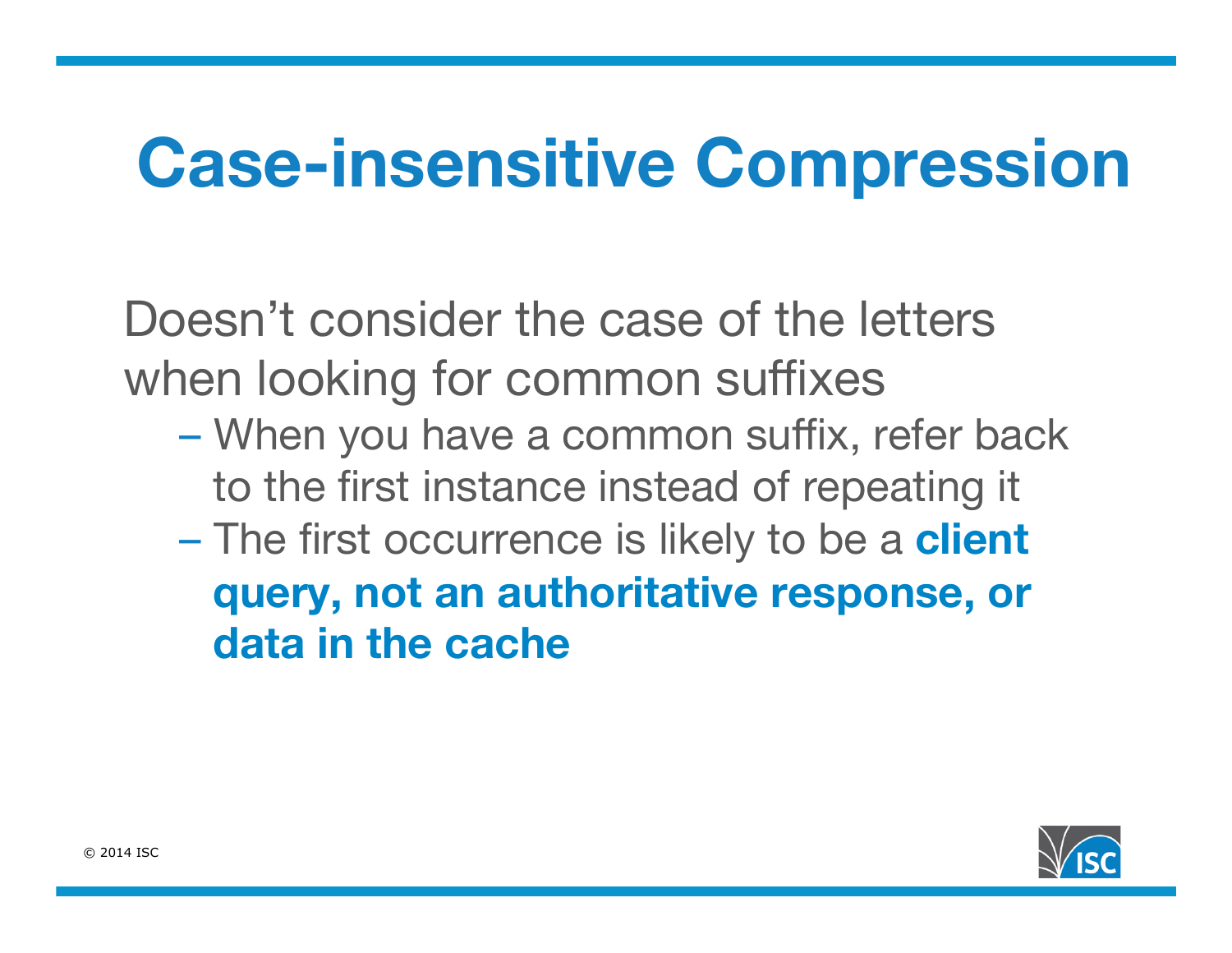# Case-insensitive Compression

Doesn't consider the case of the letters when looking for common suffixes

- When you have a common suffix, refer back to the first instance instead of repeating it
- The first occurrence is likely to be a **client query, not an authoritative response, or data in the cache**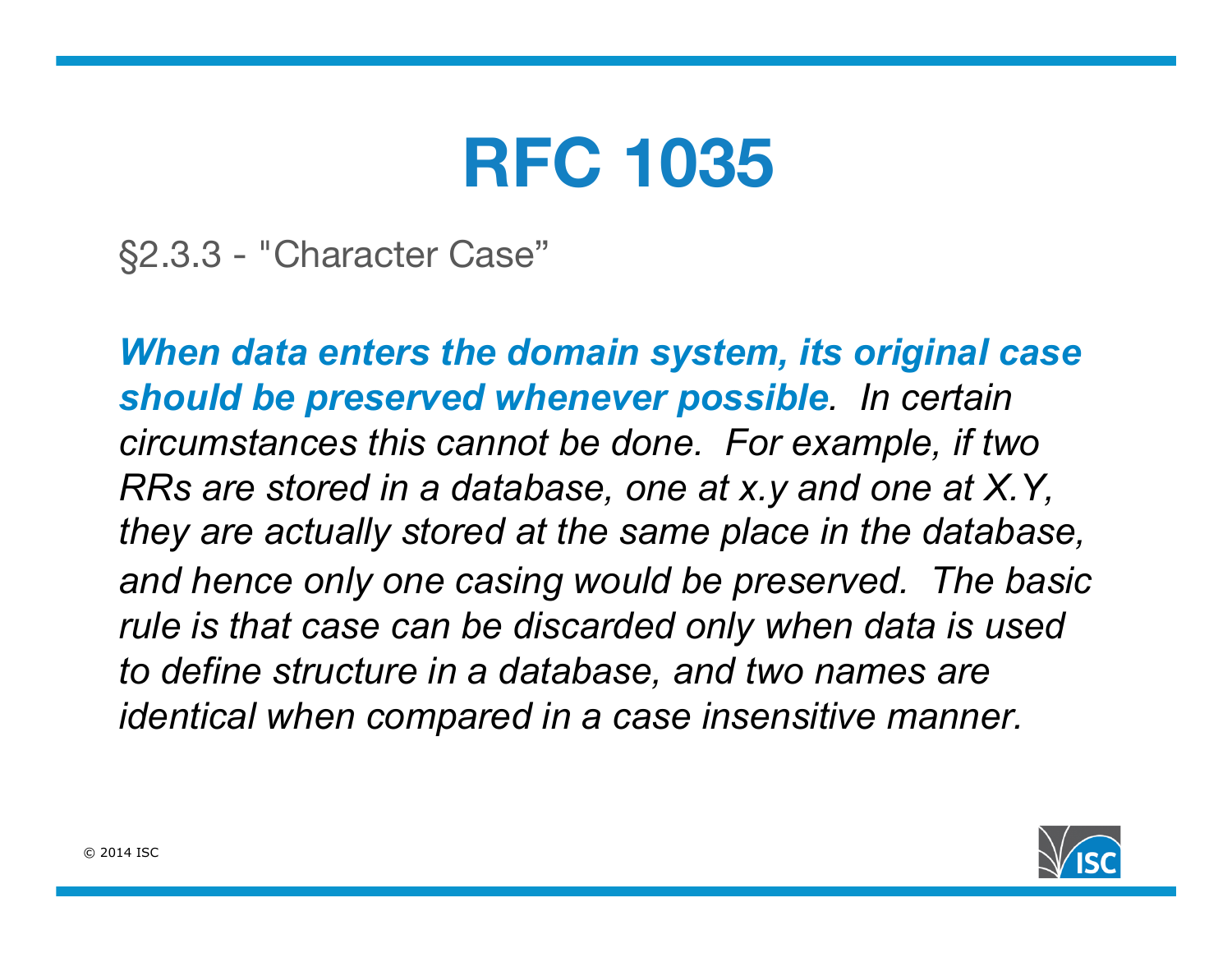# RFC 1035

§2.3.3 - "Character Case"

***When data enters the domain system, its original case should be preserved whenever possible****.  In certain circumstances this cannot be done.  For example, if two RRs are stored in a database, one at x.y and one at X.Y, they are actually stored at the same place in the database, and hence only one casing would be preserved.  The basic rule is that case can be discarded only when data is used to define structure in a database, and two names are identical when compared in a case insensitive manner.*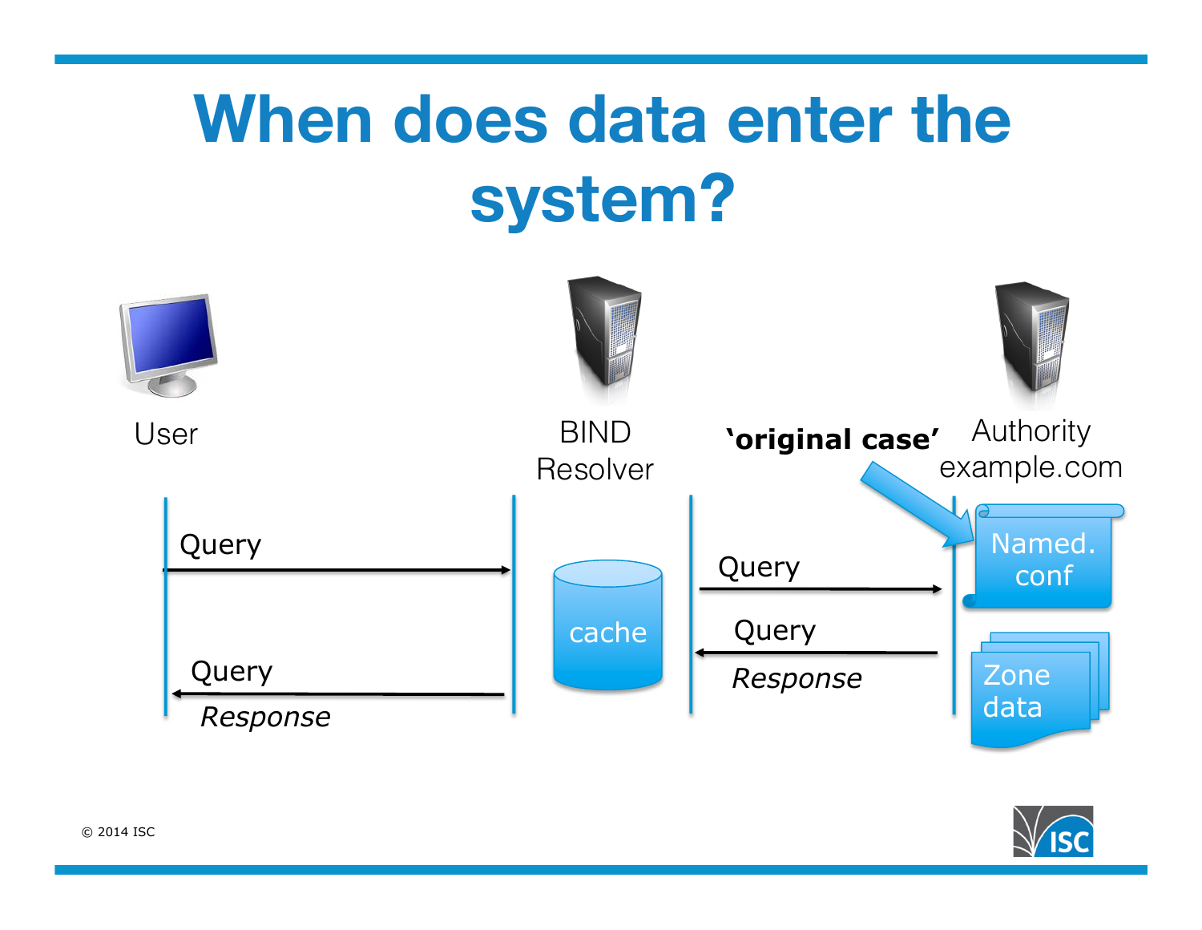# When does data enter the system?

User

BIND Resolver

'original case'

Authority example.com

Query

cache

Query

Named. conf

Query

Zone data

Query

*Response*

*Response*

© 2014 ISC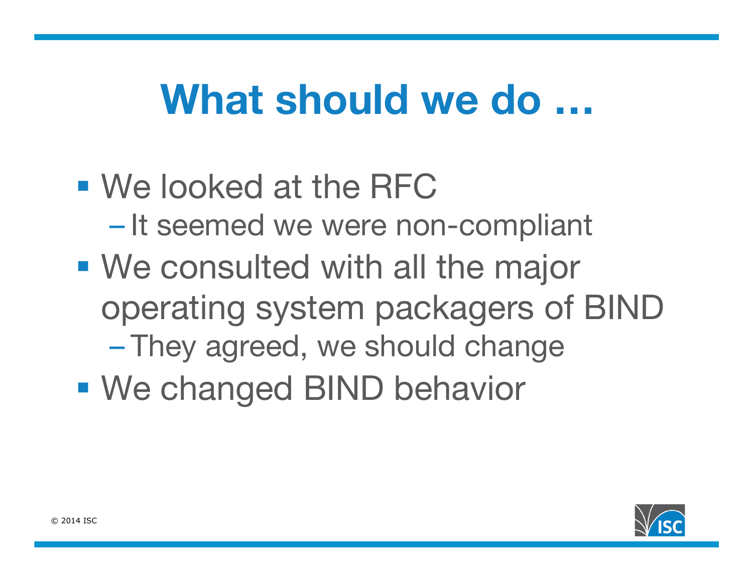# What should we do …

- We looked at the RFC
  - It seemed we were non-compliant
- We consulted with all the major operating system packagers of BIND
  - They agreed, we should change
- We changed BIND behavior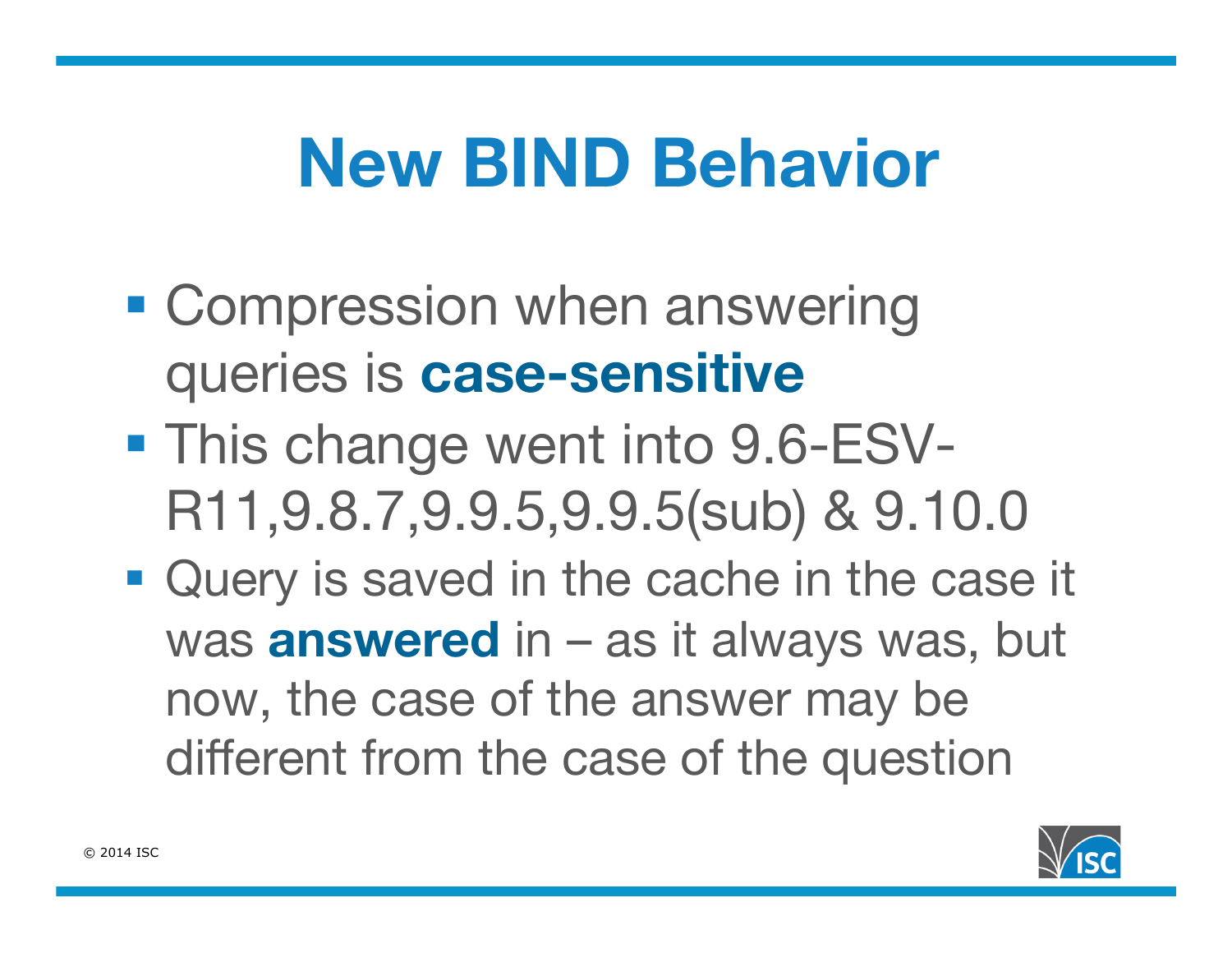# New BIND Behavior

- Compression when answering queries is **case-sensitive**
- This change went into 9.6-ESV-R11,9.8.7,9.9.5,9.9.5(sub) & 9.10.0
- Query is saved in the cache in the case it was **answered** in – as it always was, but now, the case of the answer may be different from the case of the question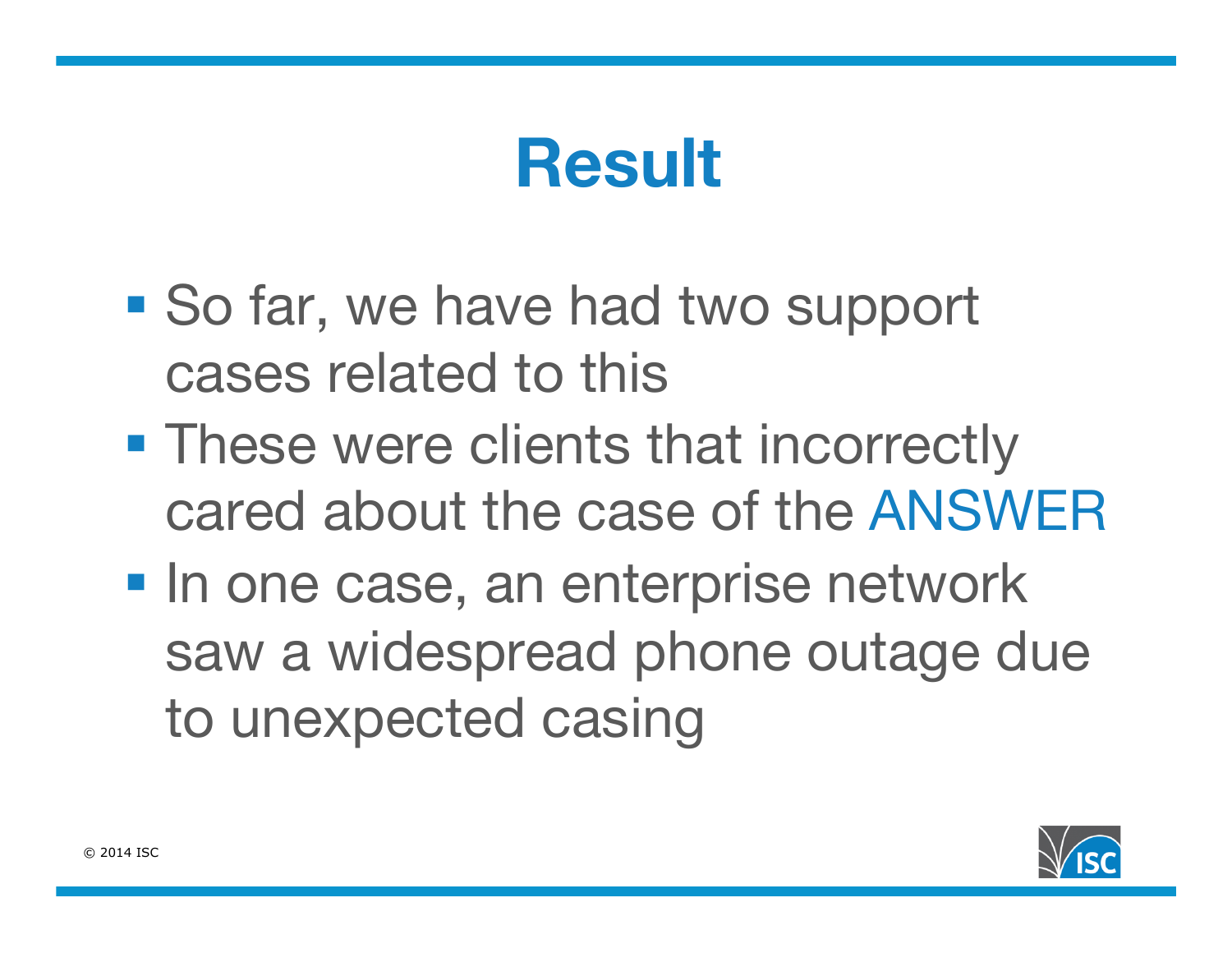# Result

- So far, we have had two support cases related to this
- These were clients that incorrectly cared about the case of the ANSWER
- In one case, an enterprise network saw a widespread phone outage due to unexpected casing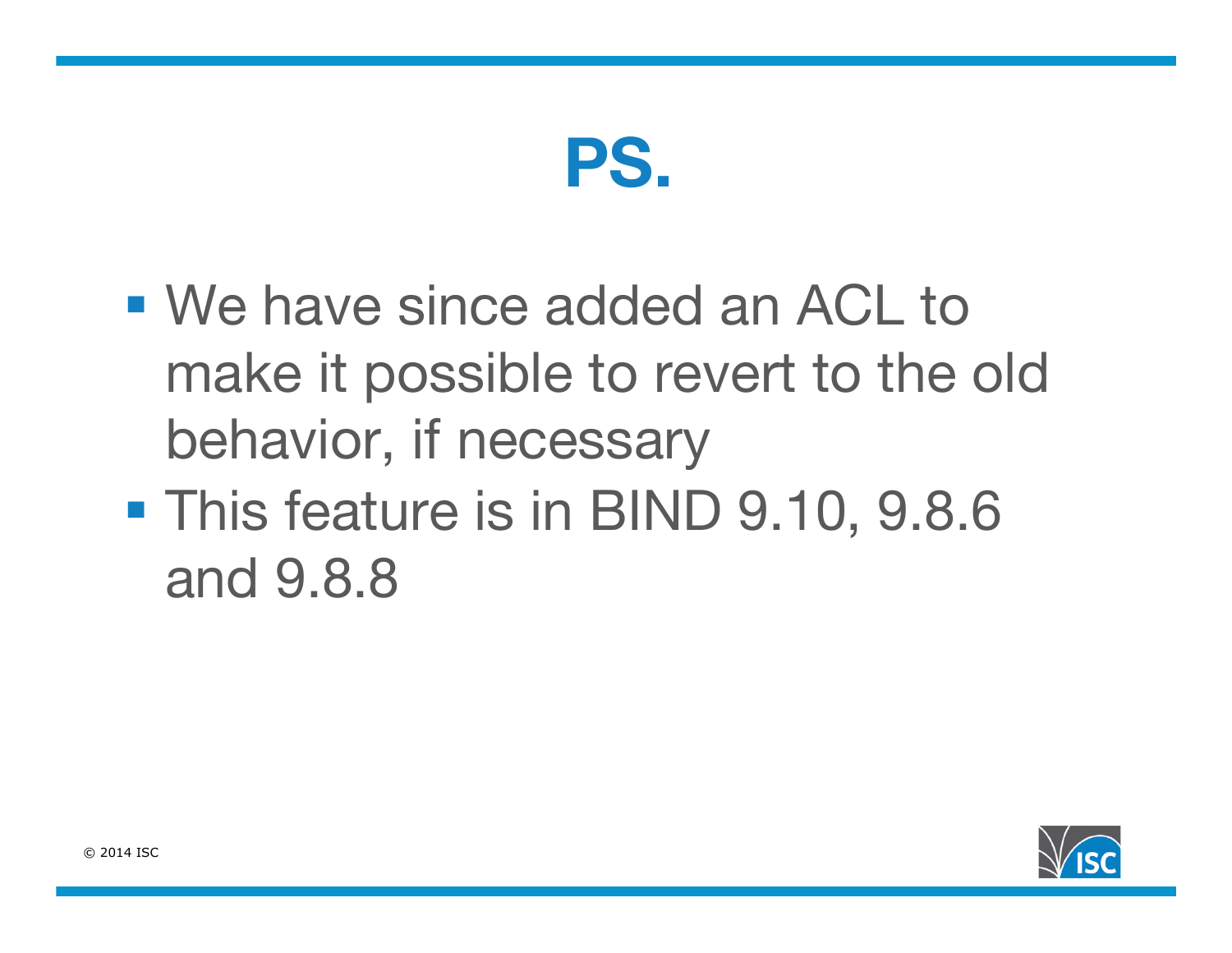# PS.

- We have since added an ACL to make it possible to revert to the old behavior, if necessary
- This feature is in BIND 9.10, 9.8.6 and 9.8.8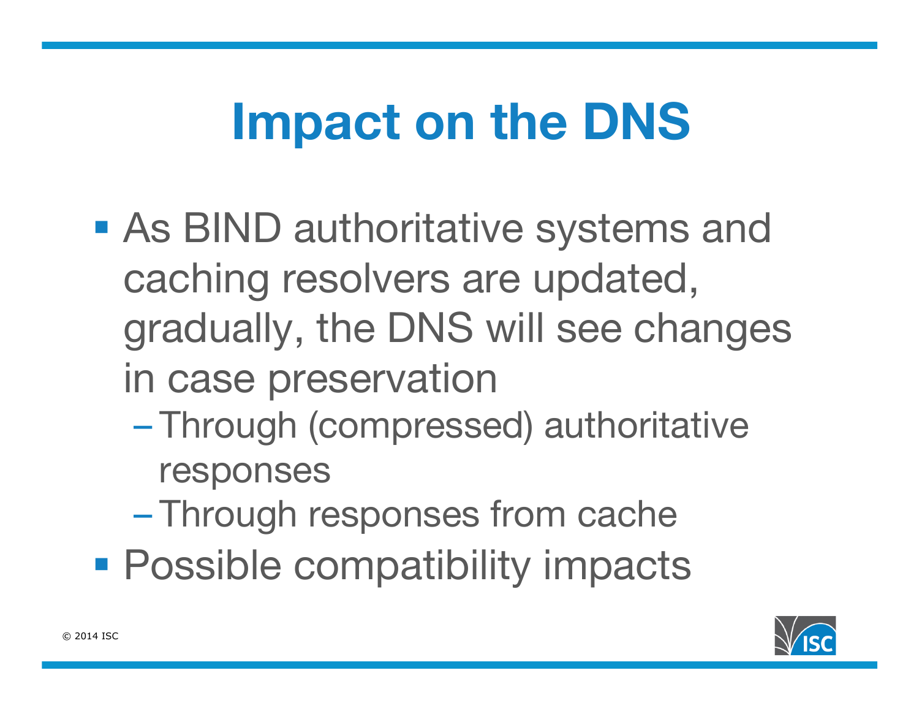# Impact on the DNS

- As BIND authoritative systems and caching resolvers are updated, gradually, the DNS will see changes in case preservation
  - Through (compressed) authoritative responses
  - Through responses from cache
- Possible compatibility impacts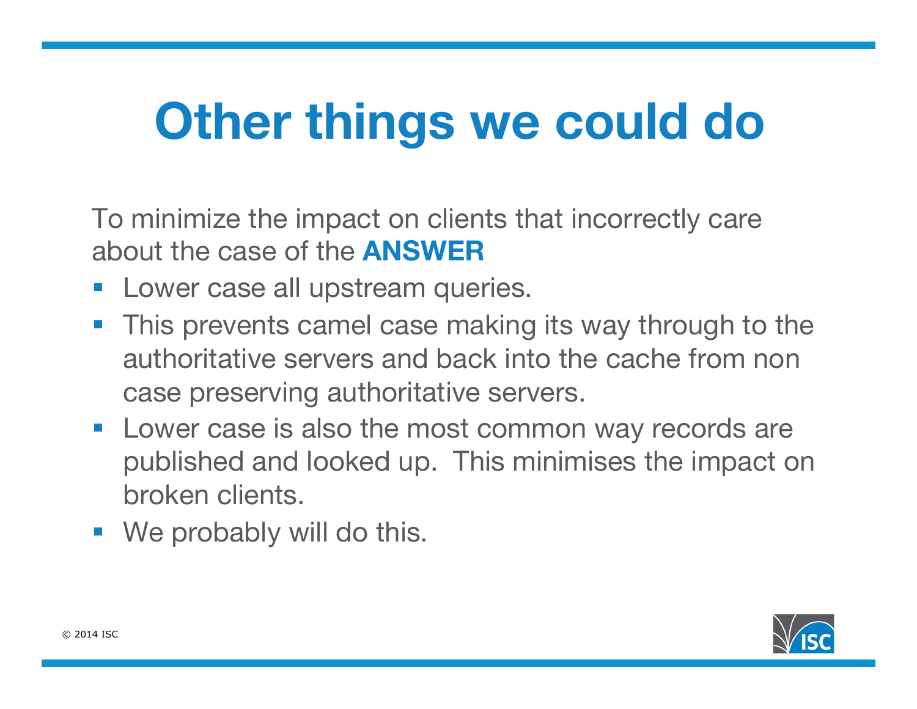# Other things we could do

To minimize the impact on clients that incorrectly care about the case of the **ANSWER**

- Lower case all upstream queries.
- This prevents camel case making its way through to the authoritative servers and back into the cache from non case preserving authoritative servers.
- Lower case is also the most common way records are published and looked up. This minimises the impact on broken clients.
- We probably will do this.

© 2014 ISC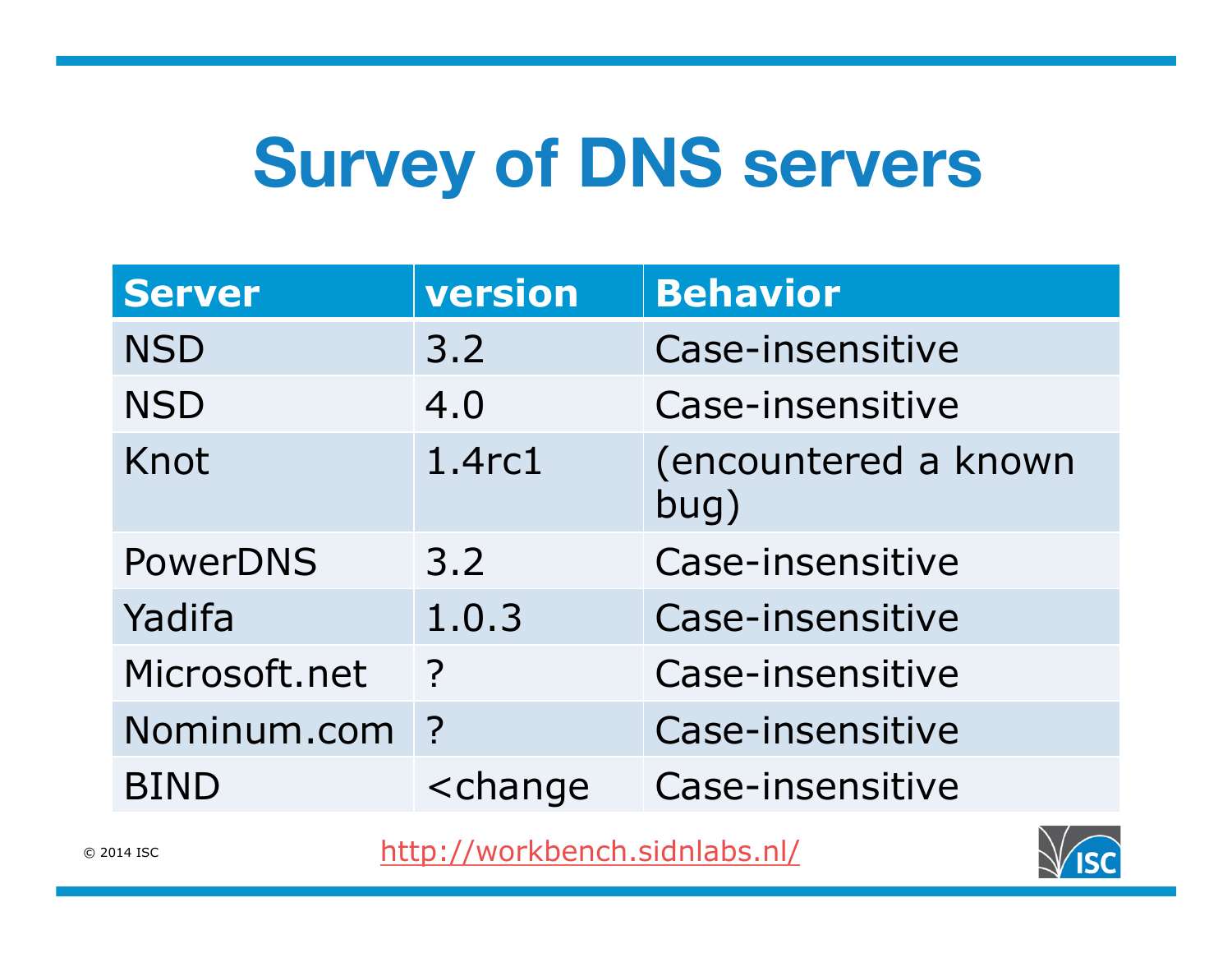# Survey of DNS servers

| Server | version | Behavior |
|---|---|---|
| NSD | 3.2 | Case-insensitive |
| NSD | 4.0 | Case-insensitive |
| Knot | 1.4rc1 | (encountered a known bug) |
| PowerDNS | 3.2 | Case-insensitive |
| Yadifa | 1.0.3 | Case-insensitive |
| Microsoft.net | ? | Case-insensitive |
| Nominum.com | ? | Case-insensitive |
| BIND | <change | Case-insensitive |

© 2014 ISC

http://workbench.sidnlabs.nl/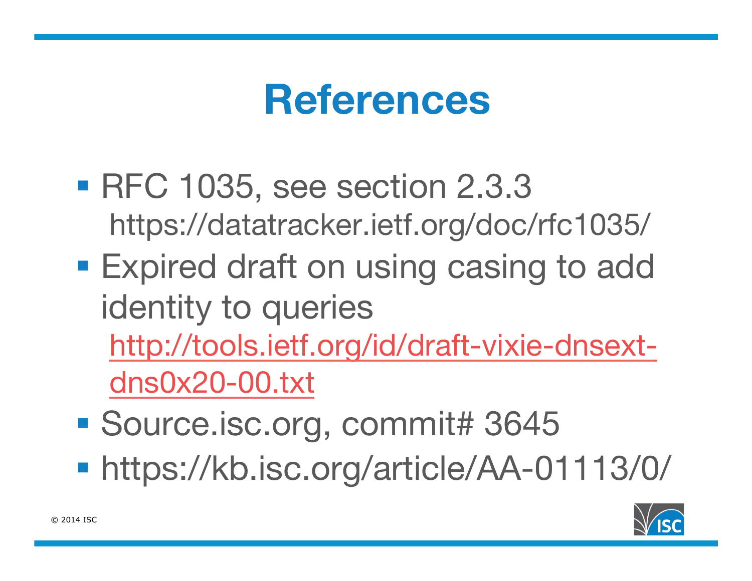# References

- RFC 1035, see section 2.3.3
  https://datatracker.ietf.org/doc/rfc1035/
- Expired draft on using casing to add identity to queries
  http://tools.ietf.org/id/draft-vixie-dnsext-dns0x20-00.txt
- Source.isc.org, commit# 3645
- https://kb.isc.org/article/AA-01113/0/

© 2014 ISC